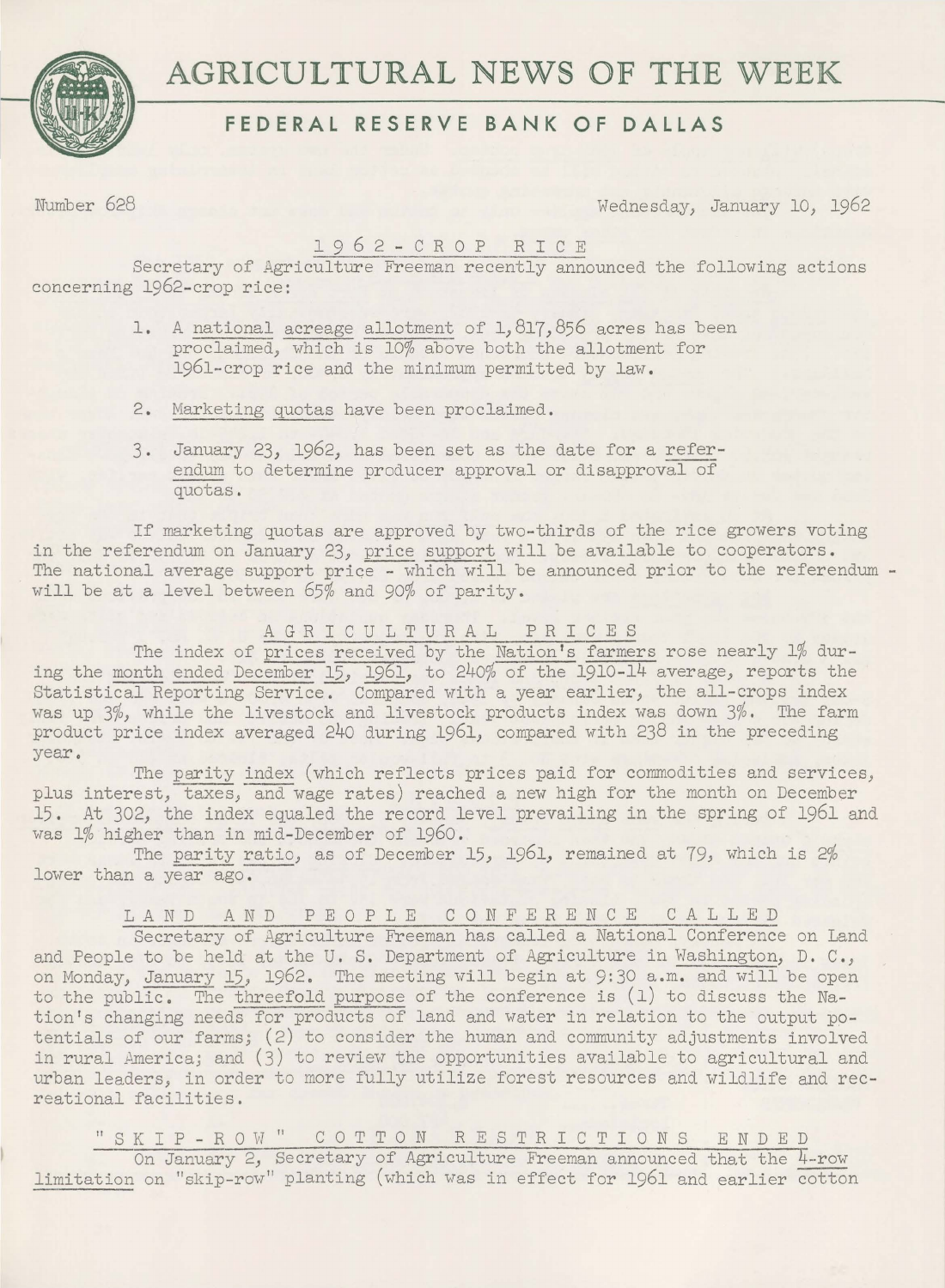# AGRICULTURAL NEWS OF THE WEEK

## FEDERAL RESERVE BANK OF DALLAS

Number 628 Wednesday, January 10, 1962

### 1962-CROP RICE

Secretary of Agriculture Freeman recently announced the following actions concerning 1962-crop rice:

1. A national acreage allotment of 1,817,856 acres has been proclaimed, which is 10% above both the allotment for 1961-crop rice and the minimum permitted by law.

2. Marketing quotas have been proclaimed.

3. January 23, 1962, has been set as the date for a referendum to determine producer approval or disapproval of quotas.

If marketing quotas are approved by two-thirds of the rice growers voting in the referendum on January 23, price support will be available to cooperators. The national average support price - which will be announced prior to the referendum - will be at a level between 65% and 90% of parity.

### AGRICULTURAL PRICES

The index of prices received by the Nation's farmers rose nearly 1% during the month ended December 15, 1961, to 240% of the 1910-14 average, reports the Statistical Reporting Service. Compared with a year earlier, the all-crops index was up 3%, while the livestock and livestock products index was down 3%. The farm product price index averaged 240 during 1961, compared with 238 in the preceding year.

The parity index (which reflects prices paid for commodities and services, plus interest, taxes, and wage rates) reached a new high for the month on December 15. At 302, the index equaled the record level prevailing in the spring of 1961 and was 1% higher than in mid-December of 1960.

The parity ratio, as of December 15, 1961, remained at 79, which is 2% lower than a year ago.

### LAND AND PEOPLE CONFERENCE CALLED

Secretary of Agriculture Freeman has called a National Conference on Land and People to be held at the U. S. Department of Agriculture in Washington, D. C., on Monday, January 15, 1962. The meeting will begin at 9:30 a.m. and will be open to the public. The threefold purpose of the conference is (1) to discuss the Nation's changing needs for products of land and water in relation to the output potentials of our farms; (2) to consider the human and community adjustments involved in rural America; and (3) to review the opportunities available to agricultural and urban leaders, in order to more fully utilize forest resources and wildlife and recreational facilities.

### "SKIP-ROW" COTTON RESTRICTIONS ENDED

On January 2, Secretary of Agriculture Freeman announced that the 4-row limitation on "skip-row" planting (which was in effect for 1961 and earlier cotton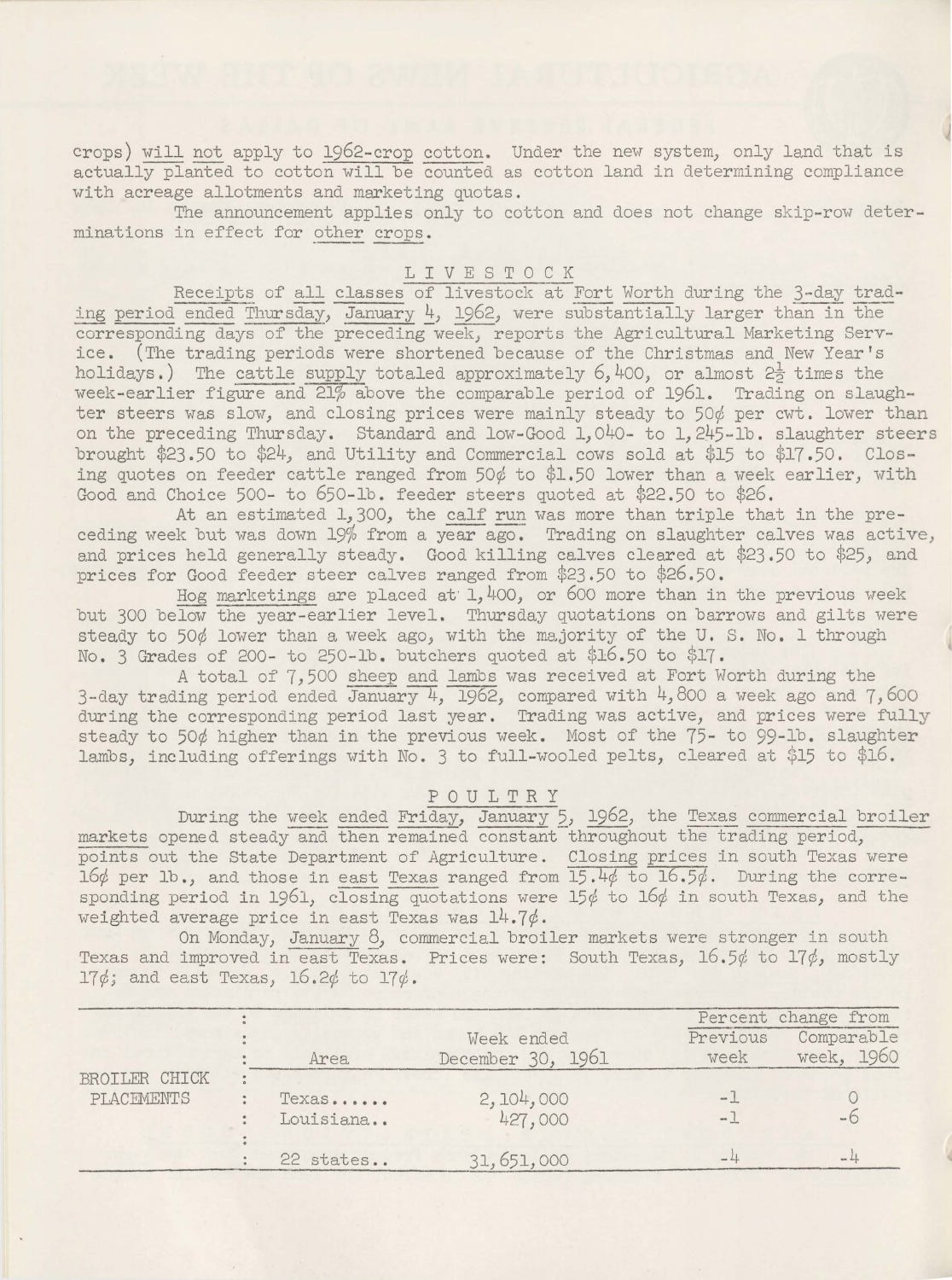crops) will not apply to 1962-crop cotton. Under the new system, only land that is actually planted to cotton will be counted as cotton land in determining compliance with acreage allotments and marketing quotas.

The announcement applies only to cotton and does not change skip-row determinations in effect for other crops.

## LIVESTOCK

Receipts of all classes of livestock at Fort Worth during the 3-day trading period ended Thursday, January 4, 1962, were substantially larger than in the corresponding days of the preceding week, reports the Agricultural Marketing Service. (The trading periods were shortened because of the Christmas and New Year's holidays.) The cattle supply totaled approximately 6,400, or almost 2½ times the week-earlier figure and 21% above the comparable period of 1961. Trading on slaughter steers was slow, and closing prices were mainly steady to 50¢ per cwt. lower than on the preceding Thursday. Standard and low-Good 1,040- to 1,245-lb. slaughter steers brought $23.50 to $24, and Utility and Commercial cows sold at $15 to $17.50. Closing quotes on feeder cattle ranged from 50¢ to $1.50 lower than a week earlier, with Good and Choice 500- to 650-lb. feeder steers quoted at $22.50 to $26.

At an estimated 1,300, the calf run was more than triple that in the preceding week but was down 19% from a year ago. Trading on slaughter calves was active, and prices held generally steady. Good killing calves cleared at $23.50 to $25, and prices for Good feeder steer calves ranged from $23.50 to $26.50.

Hog marketings are placed at 1,400, or 600 more than in the previous week but 300 below the year-earlier level. Thursday quotations on barrows and gilts were steady to 50¢ lower than a week ago, with the majority of the U. S. No. 1 through No. 3 Grades of 200- to 250-lb. butchers quoted at $16.50 to $17.

A total of 7,500 sheep and lambs was received at Fort Worth during the 3-day trading period ended January 4, 1962, compared with 4,800 a week ago and 7,600 during the corresponding period last year. Trading was active, and prices were fully steady to 50¢ higher than in the previous week. Most of the 75- to 99-lb. slaughter lambs, including offerings with No. 3 to full-wooled pelts, cleared at $15 to $16.

## POULTRY

During the week ended Friday, January 5, 1962, the Texas commercial broiler markets opened steady and then remained constant throughout the trading period, points out the State Department of Agriculture. Closing prices in south Texas were 16¢ per lb., and those in east Texas ranged from 15.4¢ to 16.5¢. During the corresponding period in 1961, closing quotations were 15¢ to 16¢ in south Texas, and the weighted average price in east Texas was 14.7¢.

On Monday, January 8, commercial broiler markets were stronger in south Texas and improved in east Texas. Prices were: South Texas, 16.5¢ to 17¢, mostly 17¢; and east Texas, 16.2¢ to 17¢.

| | Area | Week ended December 30, 1961 | Percent change from Previous week | Percent change from Comparable week, 1960 |
|---|---|---|---|---|
| BROILER CHICK PLACEMENTS | Texas...... | 2,104,000 | -1 | 0 |
| | Louisiana.. | 427,000 | -1 | -6 |
| | 22 states.. | 31,651,000 | -4 | -4 |